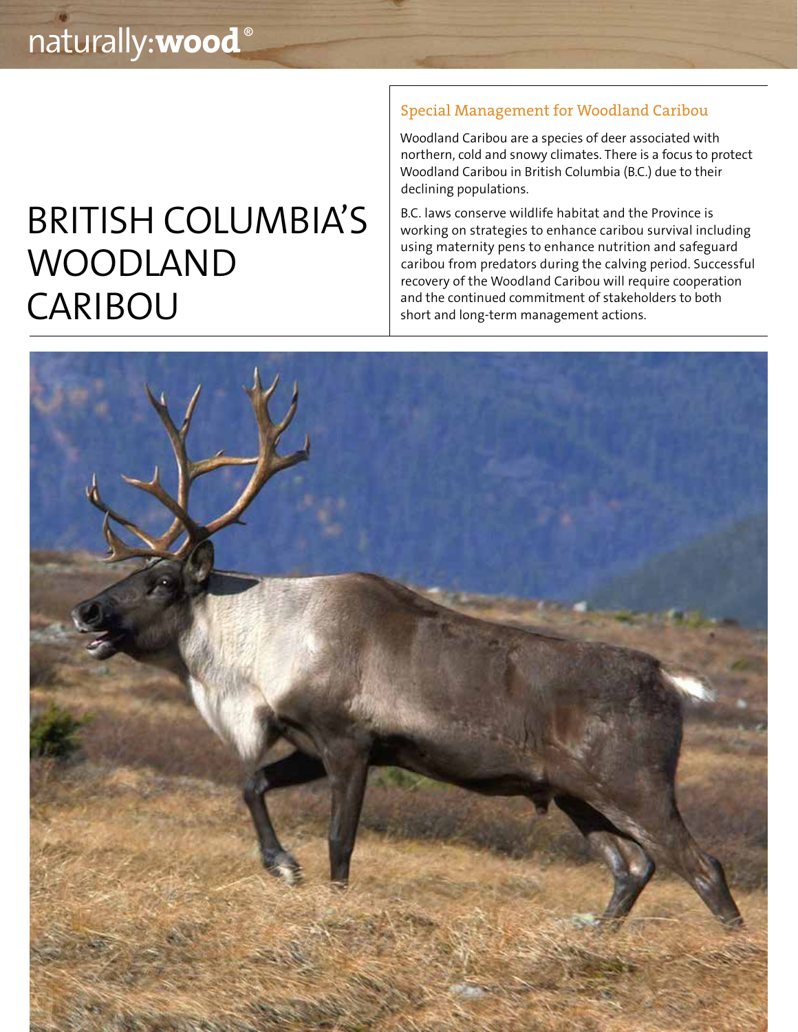naturally:**wood**®

# BRITISH COLUMBIA'S WOODLAND CARIBOU

## Special Management for Woodland Caribou

Woodland Caribou are a species of deer associated with northern, cold and snowy climates. There is a focus to protect Woodland Caribou in British Columbia (B.C.) due to their declining populations.

B.C. laws conserve wildlife habitat and the Province is working on strategies to enhance caribou survival including using maternity pens to enhance nutrition and safeguard caribou from predators during the calving period. Successful recovery of the Woodland Caribou will require cooperation and the continued commitment of stakeholders to both short and long-term management actions.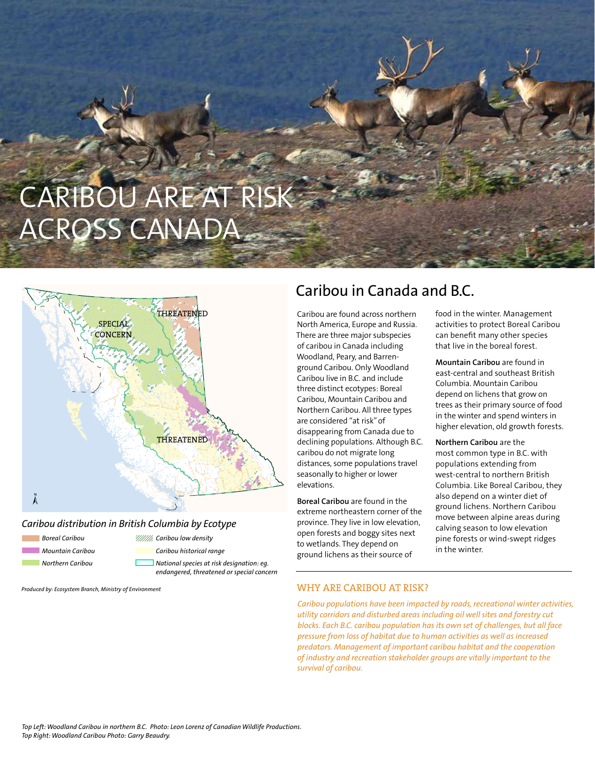# CARIBOU ARE AT RISK ACROSS CANADA

SPECIAL CONCERN

THREATENED

THREATENED

*Caribou distribution in British Columbia by Ecotype*

*Boreal Caribou*

*Mountain Caribou*

*Northern Caribou*

*Caribou low density*

*Caribou historical range*

*National species at risk designation: eg. endangered, threatened or special concern*

*Produced by: Ecosystem Branch, Ministry of Environment*

## Caribou in Canada and B.C.

Caribou are found across northern North America, Europe and Russia. There are three major subspecies of caribou in Canada including Woodland, Peary, and Barren-ground Caribou. Only Woodland Caribou live in B.C. and include three distinct ecotypes: Boreal Caribou, Mountain Caribou and Northern Caribou. All three types are considered "at risk" of disappearing from Canada due to declining populations. Although B.C. caribou do not migrate long distances, some populations travel seasonally to higher or lower elevations.

**Boreal Caribou** are found in the extreme northeastern corner of the province. They live in low elevation, open forests and boggy sites next to wetlands. They depend on ground lichens as their source of food in the winter. Management activities to protect Boreal Caribou can benefit many other species that live in the boreal forest.

**Mountain Caribou** are found in east-central and southeast British Columbia. Mountain Caribou depend on lichens that grow on trees as their primary source of food in the winter and spend winters in higher elevation, old growth forests.

**Northern Caribou** are the most common type in B.C. with populations extending from west-central to northern British Columbia. Like Boreal Caribou, they also depend on a winter diet of ground lichens. Northern Caribou move between alpine areas during calving season to low elevation pine forests or wind-swept ridges in the winter.

### WHY ARE CARIBOU AT RISK?

*Caribou populations have been impacted by roads, recreational winter activities, utility corridors and disturbed areas including oil well sites and forestry cut blocks. Each B.C. caribou population has its own set of challenges, but all face pressure from loss of habitat due to human activities as well as increased predators. Management of important caribou habitat and the cooperation of industry and recreation stakeholder groups are vitally important to the survival of caribou.*

*Top Left: Woodland Caribou in northern B.C. Photo: Leon Lorenz of Canadian Wildlife Productions.*
*Top Right: Woodland Caribou Photo: Garry Beaudry.*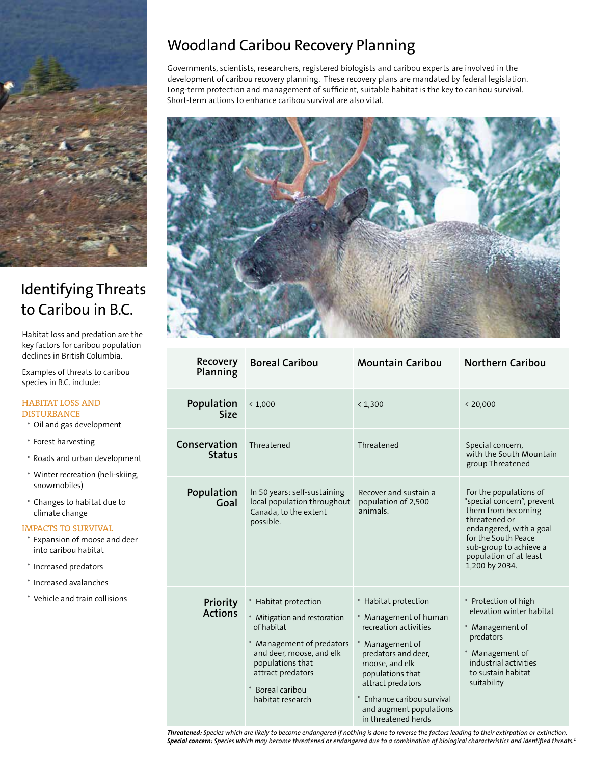# Woodland Caribou Recovery Planning

Governments, scientists, researchers, registered biologists and caribou experts are involved in the development of caribou recovery planning. These recovery plans are mandated by federal legislation. Long-term protection and management of sufficient, suitable habitat is the key to caribou survival. Short-term actions to enhance caribou survival are also vital.

| Recovery Planning | Boreal Caribou | Mountain Caribou | Northern Caribou |
|---|---|---|---|
| Population Size | < 1,000 | < 1,300 | < 20,000 |
| Conservation Status | Threatened | Threatened | Special concern, with the South Mountain group Threatened |
| Population Goal | In 50 years: self-sustaining local population throughout Canada, to the extent possible. | Recover and sustain a population of 2,500 animals. | For the populations of "special concern", prevent them from becoming threatened or endangered, with a goal for the South Peace sub-group to achieve a population of at least 1,200 by 2034. |
| Priority Actions | • Habitat protection<br>• Mitigation and restoration of habitat<br>• Management of predators and deer, moose, and elk populations that attract predators<br>• Boreal caribou habitat research | • Habitat protection<br>• Management of human recreation activities<br>• Management of predators and deer, moose, and elk populations that attract predators<br>• Enhance caribou survival and augment populations in threatened herds | • Protection of high elevation winter habitat<br>• Management of predators<br>• Management of industrial activities to sustain habitat suitability |

***Threatened:*** *Species which are likely to become endangered if nothing is done to reverse the factors leading to their extirpation or extinction.*
***Special concern:*** *Species which may become threatened or endangered due to a combination of biological characteristics and identified threats.*[1]

# Identifying Threats to Caribou in B.C.

Habitat loss and predation are the key factors for caribou population declines in British Columbia.

Examples of threats to caribou species in B.C. include:

### HABITAT LOSS AND DISTURBANCE

- Oil and gas development
- Forest harvesting
- Roads and urban development
- Winter recreation (heli-skiing, snowmobiles)
- Changes to habitat due to climate change

### IMPACTS TO SURVIVAL

- Expansion of moose and deer into caribou habitat
- Increased predators
- Increased avalanches
- Vehicle and train collisions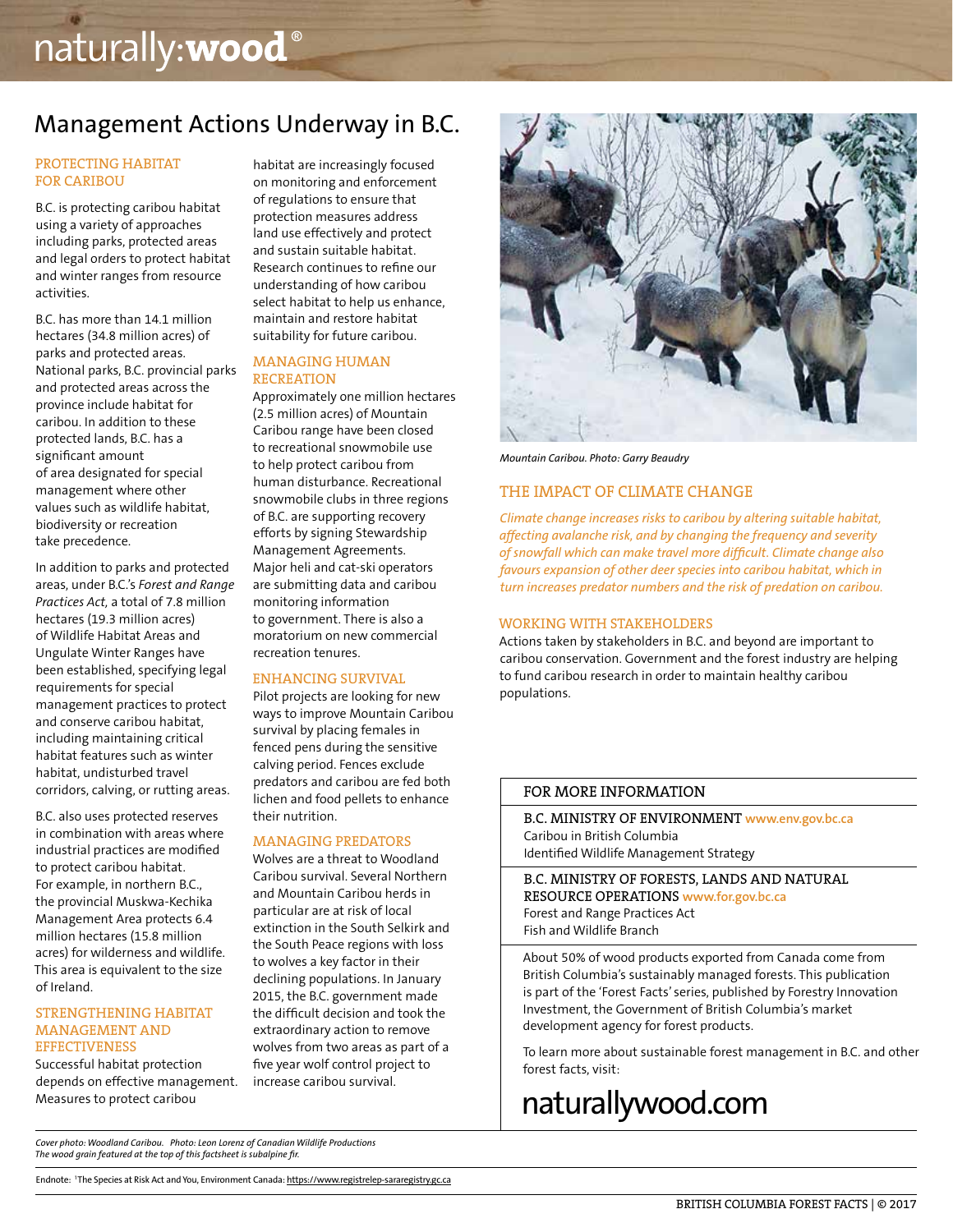# Management Actions Underway in B.C.

## PROTECTING HABITAT FOR CARIBOU

B.C. is protecting caribou habitat using a variety of approaches including parks, protected areas and legal orders to protect habitat and winter ranges from resource activities.

B.C. has more than 14.1 million hectares (34.8 million acres) of parks and protected areas. National parks, B.C. provincial parks and protected areas across the province include habitat for caribou. In addition to these protected lands, B.C. has a significant amount of area designated for special management where other values such as wildlife habitat, biodiversity or recreation take precedence.

In addition to parks and protected areas, under B.C.'s *Forest and Range Practices Act,* a total of 7.8 million hectares (19.3 million acres) of Wildlife Habitat Areas and Ungulate Winter Ranges have been established, specifying legal requirements for special management practices to protect and conserve caribou habitat, including maintaining critical habitat features such as winter habitat, undisturbed travel corridors, calving, or rutting areas.

B.C. also uses protected reserves in combination with areas where industrial practices are modified to protect caribou habitat. For example, in northern B.C., the provincial Muskwa-Kechika Management Area protects 6.4 million hectares (15.8 million acres) for wilderness and wildlife. This area is equivalent to the size of Ireland.

## STRENGTHENING HABITAT MANAGEMENT AND EFFECTIVENESS

Successful habitat protection depends on effective management. Measures to protect caribou habitat are increasingly focused on monitoring and enforcement of regulations to ensure that protection measures address land use effectively and protect and sustain suitable habitat. Research continues to refine our understanding of how caribou select habitat to help us enhance, maintain and restore habitat suitability for future caribou.

## MANAGING HUMAN RECREATION

Approximately one million hectares (2.5 million acres) of Mountain Caribou range have been closed to recreational snowmobile use to help protect caribou from human disturbance. Recreational snowmobile clubs in three regions of B.C. are supporting recovery efforts by signing Stewardship Management Agreements. Major heli and cat-ski operators are submitting data and caribou monitoring information to government. There is also a moratorium on new commercial recreation tenures.

## ENHANCING SURVIVAL

Pilot projects are looking for new ways to improve Mountain Caribou survival by placing females in fenced pens during the sensitive calving period. Fences exclude predators and caribou are fed both lichen and food pellets to enhance their nutrition.

## MANAGING PREDATORS

Wolves are a threat to Woodland Caribou survival. Several Northern and Mountain Caribou herds in particular are at risk of local extinction in the South Selkirk and the South Peace regions with loss to wolves a key factor in their declining populations. In January 2015, the B.C. government made the difficult decision and took the extraordinary action to remove wolves from two areas as part of a five year wolf control project to increase caribou survival.

*Mountain Caribou. Photo: Garry Beaudry*

## THE IMPACT OF CLIMATE CHANGE

*Climate change increases risks to caribou by altering suitable habitat, affecting avalanche risk, and by changing the frequency and severity of snowfall which can make travel more difficult. Climate change also favours expansion of other deer species into caribou habitat, which in turn increases predator numbers and the risk of predation on caribou.*

## WORKING WITH STAKEHOLDERS

Actions taken by stakeholders in B.C. and beyond are important to caribou conservation. Government and the forest industry are helping to fund caribou research in order to maintain healthy caribou populations.

## FOR MORE INFORMATION

**B.C. MINISTRY OF ENVIRONMENT** www.env.gov.bc.ca
Caribou in British Columbia
Identified Wildlife Management Strategy

**B.C. MINISTRY OF FORESTS, LANDS AND NATURAL RESOURCE OPERATIONS** www.for.gov.bc.ca
Forest and Range Practices Act
Fish and Wildlife Branch

About 50% of wood products exported from Canada come from British Columbia's sustainably managed forests. This publication is part of the 'Forest Facts' series, published by Forestry Innovation Investment, the Government of British Columbia's market development agency for forest products.

To learn more about sustainable forest management in B.C. and other forest facts, visit:

**naturallywood.com**

*Cover photo: Woodland Caribou. Photo: Leon Lorenz of Canadian Wildlife Productions*
*The wood grain featured at the top of this factsheet is subalpine fir.*

Endnote: [1]The Species at Risk Act and You, Environment Canada: https://www.registrelep-sararegistry.gc.ca

BRITISH COLUMBIA FOREST FACTS | © 2017